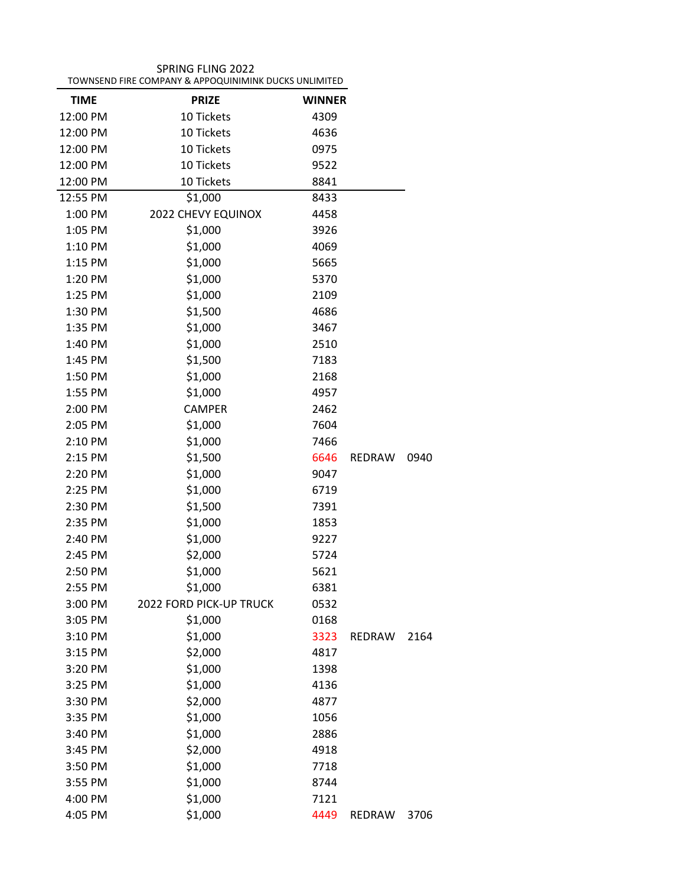SPRING FLING 2022

TOWNSEND FIRE COMPANY & APPOQUINIMINK DUCKS UNLIMITED

| TIME | PRIZE | WINNER | | |
|---|---|---|---|---|
| 12:00 PM | 10 Tickets | 4309 | | |
| 12:00 PM | 10 Tickets | 4636 | | |
| 12:00 PM | 10 Tickets | 0975 | | |
| 12:00 PM | 10 Tickets | 9522 | | |
| 12:00 PM | 10 Tickets | 8841 | | |
| 12:55 PM | $1,000 | 8433 | | |
| 1:00 PM | 2022 CHEVY EQUINOX | 4458 | | |
| 1:05 PM | $1,000 | 3926 | | |
| 1:10 PM | $1,000 | 4069 | | |
| 1:15 PM | $1,000 | 5665 | | |
| 1:20 PM | $1,000 | 5370 | | |
| 1:25 PM | $1,000 | 2109 | | |
| 1:30 PM | $1,500 | 4686 | | |
| 1:35 PM | $1,000 | 3467 | | |
| 1:40 PM | $1,000 | 2510 | | |
| 1:45 PM | $1,500 | 7183 | | |
| 1:50 PM | $1,000 | 2168 | | |
| 1:55 PM | $1,000 | 4957 | | |
| 2:00 PM | CAMPER | 2462 | | |
| 2:05 PM | $1,000 | 7604 | | |
| 2:10 PM | $1,000 | 7466 | | |
| 2:15 PM | $1,500 | 6646 | REDRAW | 0940 |
| 2:20 PM | $1,000 | 9047 | | |
| 2:25 PM | $1,000 | 6719 | | |
| 2:30 PM | $1,500 | 7391 | | |
| 2:35 PM | $1,000 | 1853 | | |
| 2:40 PM | $1,000 | 9227 | | |
| 2:45 PM | $2,000 | 5724 | | |
| 2:50 PM | $1,000 | 5621 | | |
| 2:55 PM | $1,000 | 6381 | | |
| 3:00 PM | 2022 FORD PICK-UP TRUCK | 0532 | | |
| 3:05 PM | $1,000 | 0168 | | |
| 3:10 PM | $1,000 | 3323 | REDRAW | 2164 |
| 3:15 PM | $2,000 | 4817 | | |
| 3:20 PM | $1,000 | 1398 | | |
| 3:25 PM | $1,000 | 4136 | | |
| 3:30 PM | $2,000 | 4877 | | |
| 3:35 PM | $1,000 | 1056 | | |
| 3:40 PM | $1,000 | 2886 | | |
| 3:45 PM | $2,000 | 4918 | | |
| 3:50 PM | $1,000 | 7718 | | |
| 3:55 PM | $1,000 | 8744 | | |
| 4:00 PM | $1,000 | 7121 | | |
| 4:05 PM | $1,000 | 4449 | REDRAW | 3706 |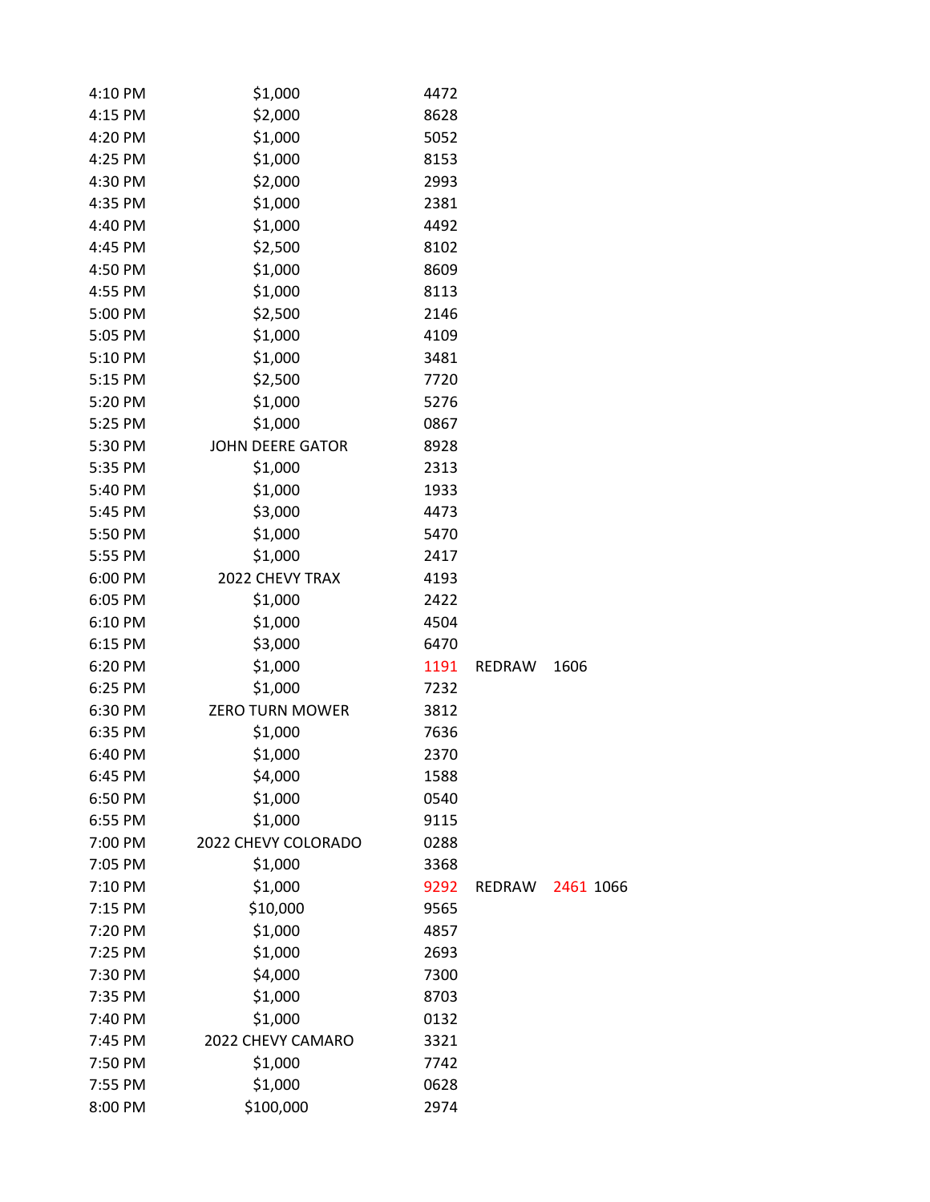| | | | | | |
|---|---|---|---|---|---|
| 4:10 PM | $1,000 | 4472 | | | |
| 4:15 PM | $2,000 | 8628 | | | |
| 4:20 PM | $1,000 | 5052 | | | |
| 4:25 PM | $1,000 | 8153 | | | |
| 4:30 PM | $2,000 | 2993 | | | |
| 4:35 PM | $1,000 | 2381 | | | |
| 4:40 PM | $1,000 | 4492 | | | |
| 4:45 PM | $2,500 | 8102 | | | |
| 4:50 PM | $1,000 | 8609 | | | |
| 4:55 PM | $1,000 | 8113 | | | |
| 5:00 PM | $2,500 | 2146 | | | |
| 5:05 PM | $1,000 | 4109 | | | |
| 5:10 PM | $1,000 | 3481 | | | |
| 5:15 PM | $2,500 | 7720 | | | |
| 5:20 PM | $1,000 | 5276 | | | |
| 5:25 PM | $1,000 | 0867 | | | |
| 5:30 PM | JOHN DEERE GATOR | 8928 | | | |
| 5:35 PM | $1,000 | 2313 | | | |
| 5:40 PM | $1,000 | 1933 | | | |
| 5:45 PM | $3,000 | 4473 | | | |
| 5:50 PM | $1,000 | 5470 | | | |
| 5:55 PM | $1,000 | 2417 | | | |
| 6:00 PM | 2022 CHEVY TRAX | 4193 | | | |
| 6:05 PM | $1,000 | 2422 | | | |
| 6:10 PM | $1,000 | 4504 | | | |
| 6:15 PM | $3,000 | 6470 | | | |
| 6:20 PM | $1,000 | 1191 | REDRAW | 1606 | |
| 6:25 PM | $1,000 | 7232 | | | |
| 6:30 PM | ZERO TURN MOWER | 3812 | | | |
| 6:35 PM | $1,000 | 7636 | | | |
| 6:40 PM | $1,000 | 2370 | | | |
| 6:45 PM | $4,000 | 1588 | | | |
| 6:50 PM | $1,000 | 0540 | | | |
| 6:55 PM | $1,000 | 9115 | | | |
| 7:00 PM | 2022 CHEVY COLORADO | 0288 | | | |
| 7:05 PM | $1,000 | 3368 | | | |
| 7:10 PM | $1,000 | 9292 | REDRAW | 2461 | 1066 |
| 7:15 PM | $10,000 | 9565 | | | |
| 7:20 PM | $1,000 | 4857 | | | |
| 7:25 PM | $1,000 | 2693 | | | |
| 7:30 PM | $4,000 | 7300 | | | |
| 7:35 PM | $1,000 | 8703 | | | |
| 7:40 PM | $1,000 | 0132 | | | |
| 7:45 PM | 2022 CHEVY CAMARO | 3321 | | | |
| 7:50 PM | $1,000 | 7742 | | | |
| 7:55 PM | $1,000 | 0628 | | | |
| 8:00 PM | $100,000 | 2974 | | | |